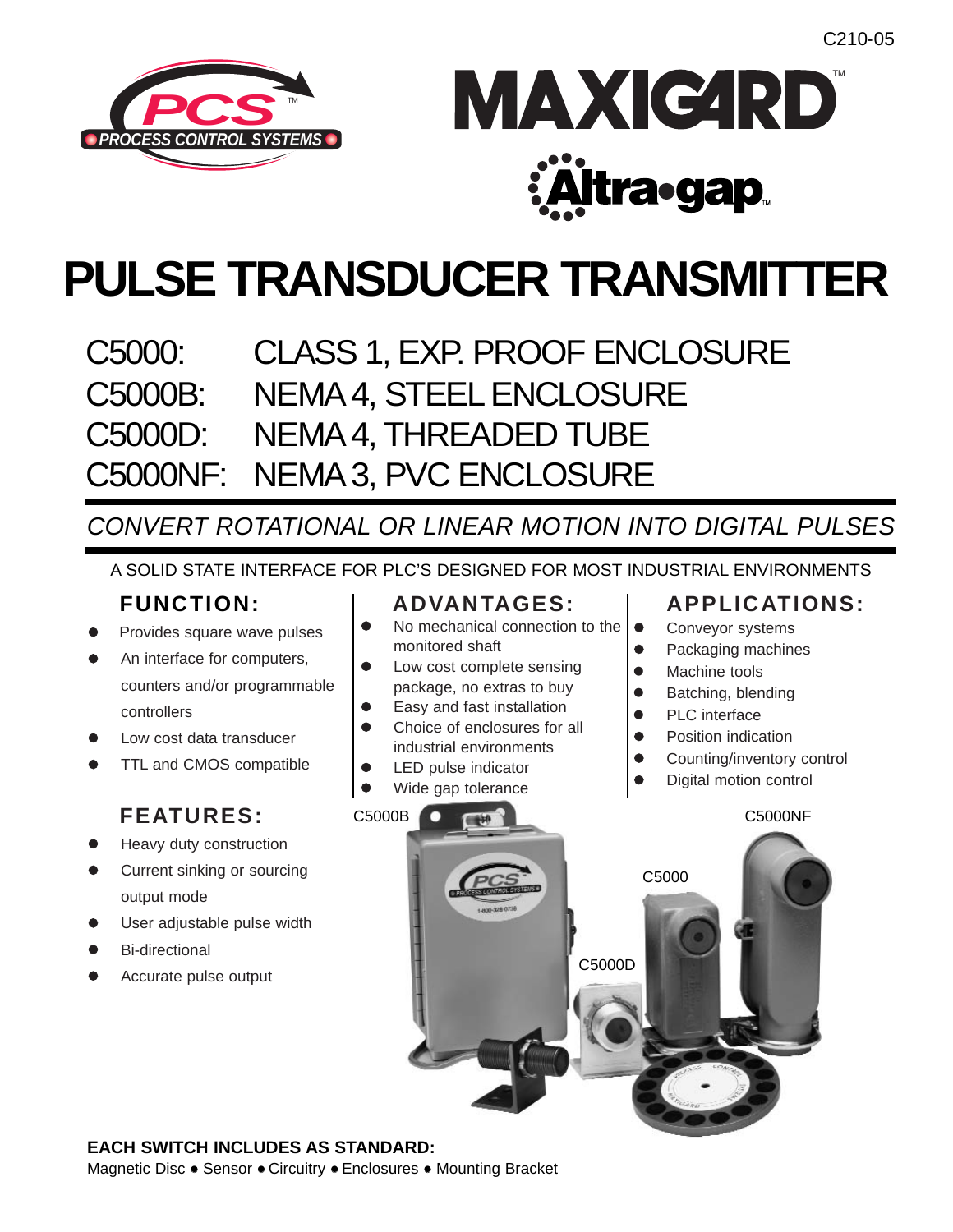C210-05

PCS PROCESS CONTROL SYSTEMS™

MAXIGARD™

Altra•gap™

# PULSE TRANSDUCER TRANSMITTER

C5000: CLASS 1, EXP. PROOF ENCLOSURE
C5000B: NEMA 4, STEEL ENCLOSURE
C5000D: NEMA 4, THREADED TUBE
C5000NF: NEMA 3, PVC ENCLOSURE

*CONVERT ROTATIONAL OR LINEAR MOTION INTO DIGITAL PULSES*

A SOLID STATE INTERFACE FOR PLC'S DESIGNED FOR MOST INDUSTRIAL ENVIRONMENTS

## FUNCTION:

- Provides square wave pulses
- An interface for computers, counters and/or programmable controllers
- Low cost data transducer
- TTL and CMOS compatible

## FEATURES:

- Heavy duty construction
- Current sinking or sourcing output mode
- User adjustable pulse width
- Bi-directional
- Accurate pulse output

## ADVANTAGES:

- No mechanical connection to the monitored shaft
- Low cost complete sensing package, no extras to buy
- Easy and fast installation
- Choice of enclosure for all industrial environments
- LED pulse indicator
- Wide gap tolerance

## APPLICATIONS:

- Conveyor systems
- Packaging machines
- Machine tools
- Batching, blending
- PLC interface
- Position indication
- Counting/inventory control
- Digital motion control

C5000B C5000NF C5000 C5000D

**EACH SWITCH INCLUDES AS STANDARD:**
Magnetic Disc • Sensor • Circuitry • Enclosures • Mounting Bracket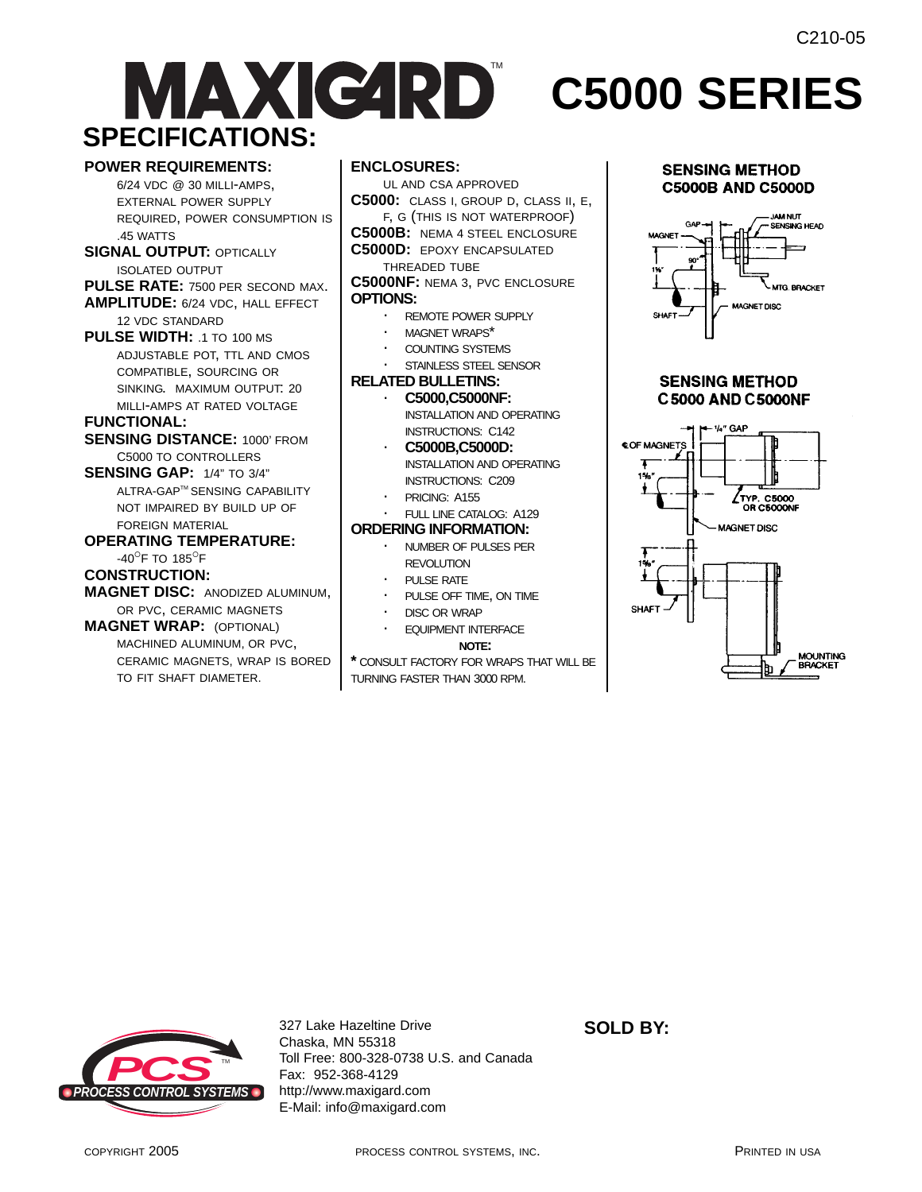C210-05

# MAXIGARD™ C5000 SERIES

## SPECIFICATIONS:

**POWER REQUIREMENTS:** 6/24 VDC @ 30 MILLI-AMPS, EXTERNAL POWER SUPPLY REQUIRED, POWER CONSUMPTION IS .45 WATTS

**SIGNAL OUTPUT:** OPTICALLY ISOLATED OUTPUT

**PULSE RATE:** 7500 PER SECOND MAX.

**AMPLITUDE:** 6/24 VDC, HALL EFFECT 12 VDC STANDARD

**PULSE WIDTH:** .1 TO 100 MS ADJUSTABLE POT, TTL AND CMOS COMPATIBLE, SOURCING OR SINKING. MAXIMUM OUTPUT: 20 MILLI-AMPS AT RATED VOLTAGE

**FUNCTIONAL:**

**SENSING DISTANCE:** 1000' FROM C5000 TO CONTROLLERS

**SENSING GAP:** 1/4" TO 3/4" ALTRA-GAP™ SENSING CAPABILITY NOT IMPAIRED BY BUILD UP OF FOREIGN MATERIAL

**OPERATING TEMPERATURE:** -40°F TO 185°F

**CONSTRUCTION:**

**MAGNET DISC:** ANODIZED ALUMINUM, OR PVC, CERAMIC MAGNETS

**MAGNET WRAP:** (OPTIONAL) MACHINED ALUMINUM, OR PVC, CERAMIC MAGNETS, WRAP IS BORED TO FIT SHAFT DIAMETER.

**ENCLOSURES:**

UL AND CSA APPROVED

**C5000:** CLASS I, GROUP D, CLASS II, E, F, G (THIS IS NOT WATERPROOF)

**C5000B:** NEMA 4 STEEL ENCLOSURE

**C5000D:** EPOXY ENCAPSULATED THREADED TUBE

**C5000NF:** NEMA 3, PVC ENCLOSURE

**OPTIONS:**

- REMOTE POWER SUPPLY
- MAGNET WRAPS*
- COUNTING SYSTEMS
- STAINLESS STEEL SENSOR

**RELATED BULLETINS:**

- **C5000,C5000NF:** INSTALLATION AND OPERATING INSTRUCTIONS: C142
- **C5000B,C5000D:** INSTALLATION AND OPERATING INSTRUCTIONS: C209
- PRICING: A155
- FULL LINE CATALOG: A129

**ORDERING INFORMATION:**

- NUMBER OF PULSES PER REVOLUTION
- PULSE RATE
- PULSE OFF TIME, ON TIME
- DISC OR WRAP
- EQUIPMENT INTERFACE

**NOTE:**

* CONSULT FACTORY FOR WRAPS THAT WILL BE TURNING FASTER THAN 3000 RPM.

**SENSING METHOD C5000B AND C5000D**

GAP
JAM NUT
SENSING HEAD
MAGNET
90°
1⅝"
MTG. BRACKET
MAGNET DISC
SHAFT

**SENSING METHOD C5000 AND C5000NF**

¼" GAP
℄ OF MAGNETS
1⅝"
TYP. C5000 OR C5000NF
MAGNET DISC
1⅝"
SHAFT
MOUNTING BRACKET

PCS™ PROCESS CONTROL SYSTEMS

327 Lake Hazeltine Drive
Chaska, MN 55318
Toll Free: 800-328-0738 U.S. and Canada
Fax: 952-368-4129
http://www.maxigard.com
E-Mail: info@maxigard.com

**SOLD BY:**

COPYRIGHT 2005 PROCESS CONTROL SYSTEMS, INC. PRINTED IN USA